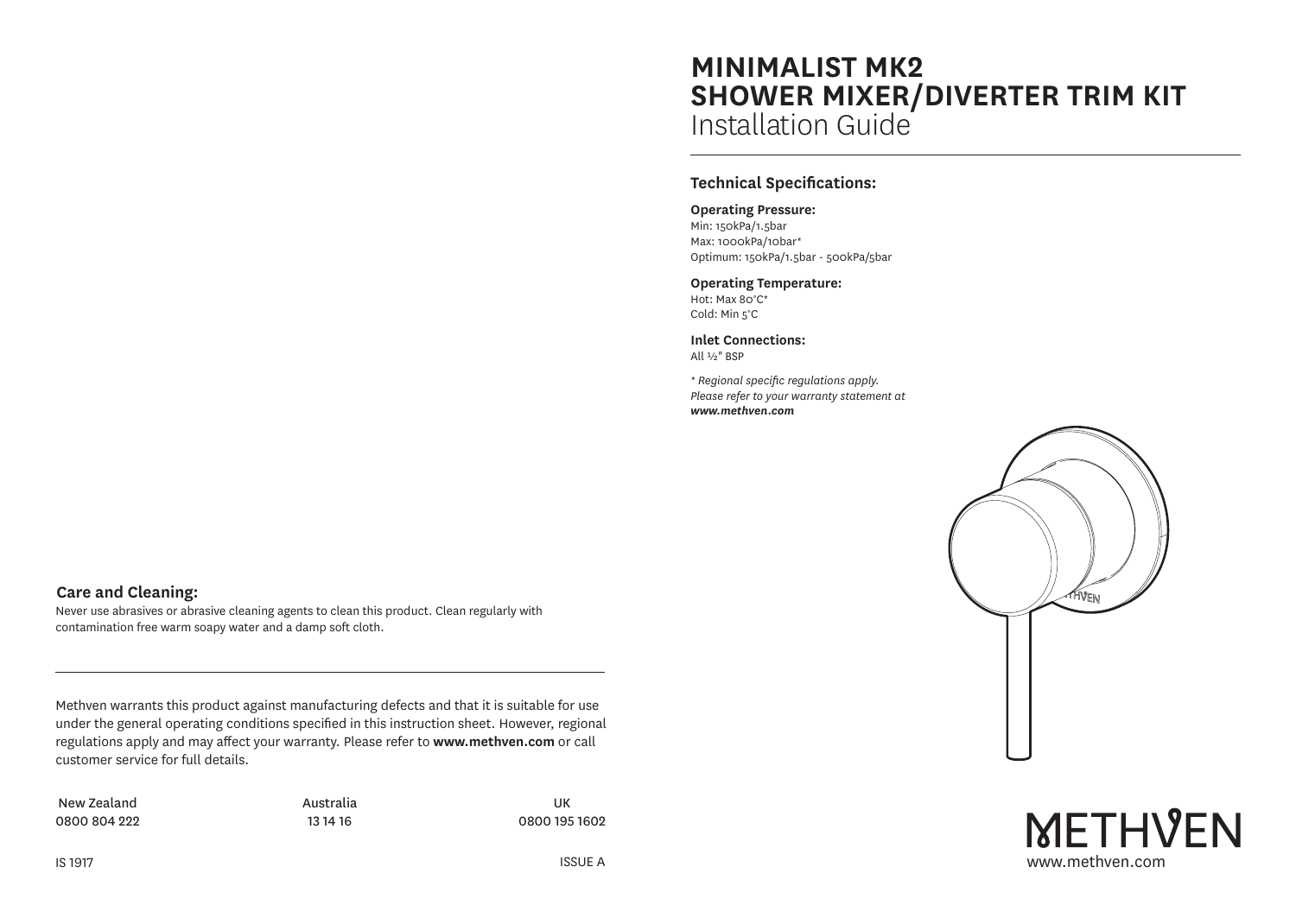# MINIMALIST MK2
# SHOWER MIXER/DIVERTER TRIM KIT
## Installation Guide

### Technical Specifications:

**Operating Pressure:**
Min: 150kPa/1.5bar
Max: 1000kPa/10bar*
Optimum: 150kPa/1.5bar - 500kPa/5bar

**Operating Temperature:**
Hot: Max 80°C*
Cold: Min 5°C

**Inlet Connections:**
All ½" BSP

*\* Regional specific regulations apply.*
*Please refer to your warranty statement at* ***www.methven.com***

METHVEN
www.methven.com

### Care and Cleaning:

Never use abrasives or abrasive cleaning agents to clean this product. Clean regularly with contamination free warm soapy water and a damp soft cloth.

---

Methven warrants this product against manufacturing defects and that it is suitable for use under the general operating conditions specified in this instruction sheet. However, regional regulations apply and may affect your warranty. Please refer to **www.methven.com** or call customer service for full details.

| New Zealand | Australia | UK |
|---|---|---|
| 0800 804 222 | 13 14 16 | 0800 195 1602 |

IS 1917

ISSUE A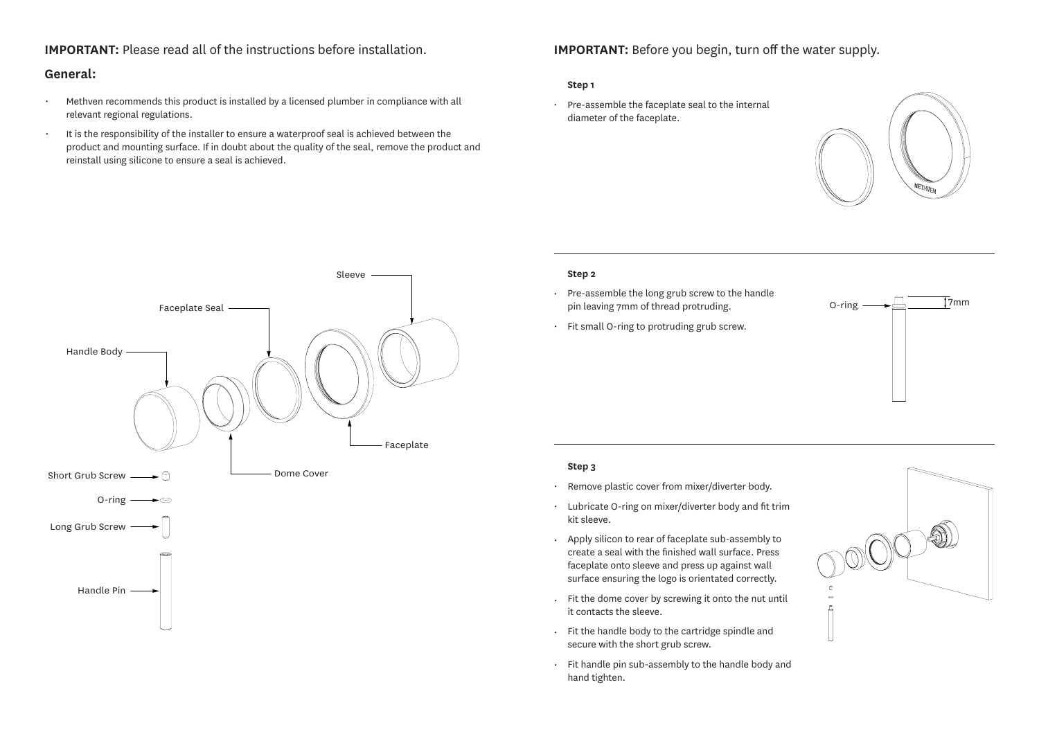**IMPORTANT:** Please read all of the instructions before installation.

## General:

- Methven recommends this product is installed by a licensed plumber in compliance with all relevant regional regulations.
- It is the responsibility of the installer to ensure a waterproof seal is achieved between the product and mounting surface. If in doubt about the quality of the seal, remove the product and reinstall using silicone to ensure a seal is achieved.

Sleeve

Faceplate Seal

Handle Body

Faceplate

Dome Cover

Short Grub Screw

O-ring

Long Grub Screw

Handle Pin

**IMPORTANT:** Before you begin, turn off the water supply.

### Step 1

- Pre-assemble the faceplate seal to the internal diameter of the faceplate.

METHVEN

### Step 2

- Pre-assemble the long grub screw to the handle pin leaving 7mm of thread protruding.
- Fit small O-ring to protruding grub screw.

O-ring

7mm

### Step 3

- Remove plastic cover from mixer/diverter body.
- Lubricate O-ring on mixer/diverter body and fit trim kit sleeve.
- Apply silicon to rear of faceplate sub-assembly to create a seal with the finished wall surface. Press faceplate onto sleeve and press up against wall surface ensuring the logo is orientated correctly.
- Fit the dome cover by screwing it onto the nut until it contacts the sleeve.
- Fit the handle body to the cartridge spindle and secure with the short grub screw.
- Fit handle pin sub-assembly to the handle body and hand tighten.